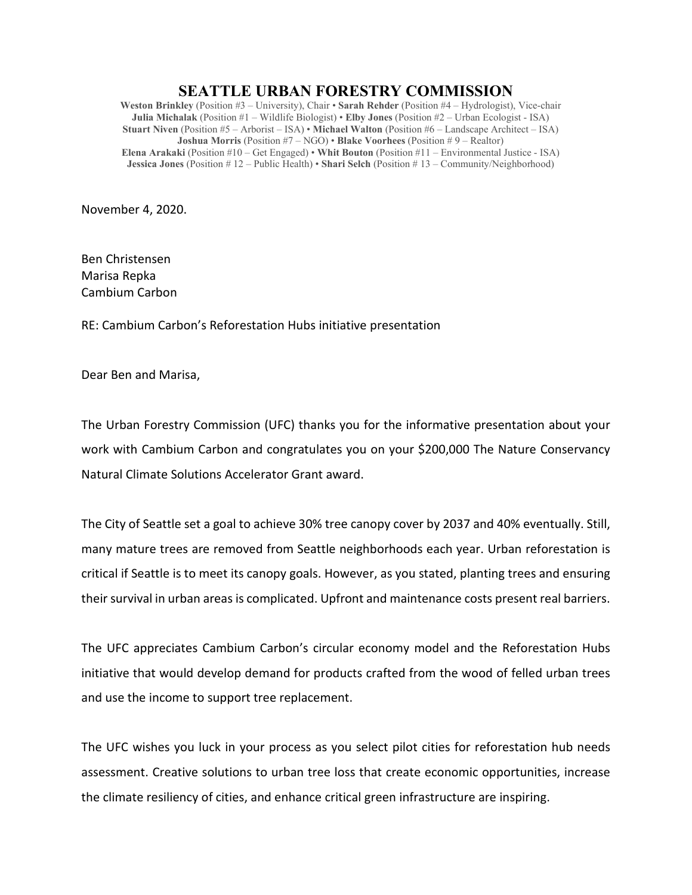# SEATTLE URBAN FORESTRY COMMISSION

**Weston Brinkley** (Position #3 – University), Chair • **Sarah Rehder** (Position #4 – Hydrologist), Vice-chair
**Julia Michalak** (Position #1 – Wildlife Biologist) • **Elby Jones** (Position #2 – Urban Ecologist - ISA)
**Stuart Niven** (Position #5 – Arborist – ISA) • **Michael Walton** (Position #6 – Landscape Architect – ISA)
**Joshua Morris** (Position #7 – NGO) • **Blake Voorhees** (Position # 9 – Realtor)
**Elena Arakaki** (Position #10 – Get Engaged) • **Whit Bouton** (Position #11 – Environmental Justice - ISA)
**Jessica Jones** (Position # 12 – Public Health) • **Shari Selch** (Position # 13 – Community/Neighborhood)

November 4, 2020.

Ben Christensen
Marisa Repka
Cambium Carbon

RE: Cambium Carbon's Reforestation Hubs initiative presentation

Dear Ben and Marisa,

The Urban Forestry Commission (UFC) thanks you for the informative presentation about your work with Cambium Carbon and congratulates you on your $200,000 The Nature Conservancy Natural Climate Solutions Accelerator Grant award.

The City of Seattle set a goal to achieve 30% tree canopy cover by 2037 and 40% eventually. Still, many mature trees are removed from Seattle neighborhoods each year. Urban reforestation is critical if Seattle is to meet its canopy goals. However, as you stated, planting trees and ensuring their survival in urban areas is complicated. Upfront and maintenance costs present real barriers.

The UFC appreciates Cambium Carbon's circular economy model and the Reforestation Hubs initiative that would develop demand for products crafted from the wood of felled urban trees and use the income to support tree replacement.

The UFC wishes you luck in your process as you select pilot cities for reforestation hub needs assessment. Creative solutions to urban tree loss that create economic opportunities, increase the climate resiliency of cities, and enhance critical green infrastructure are inspiring.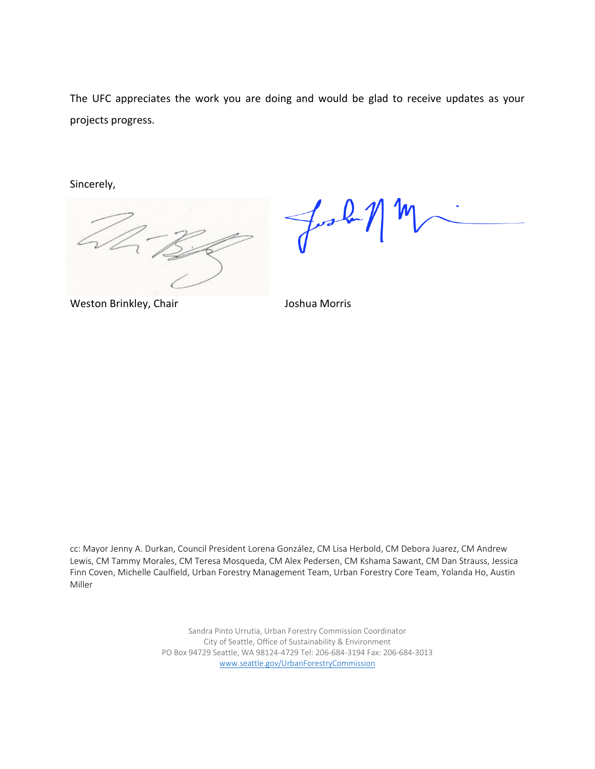The UFC appreciates the work you are doing and would be glad to receive updates as your projects progress.

Sincerely,

Weston Brinkley, Chair

Joshua Morris

cc: Mayor Jenny A. Durkan, Council President Lorena González, CM Lisa Herbold, CM Debora Juarez, CM Andrew Lewis, CM Tammy Morales, CM Teresa Mosqueda, CM Alex Pedersen, CM Kshama Sawant, CM Dan Strauss, Jessica Finn Coven, Michelle Caulfield, Urban Forestry Management Team, Urban Forestry Core Team, Yolanda Ho, Austin Miller

Sandra Pinto Urrutia, Urban Forestry Commission Coordinator
City of Seattle, Office of Sustainability & Environment
PO Box 94729 Seattle, WA 98124-4729 Tel: 206-684-3194 Fax: 206-684-3013
www.seattle.gov/UrbanForestryCommission